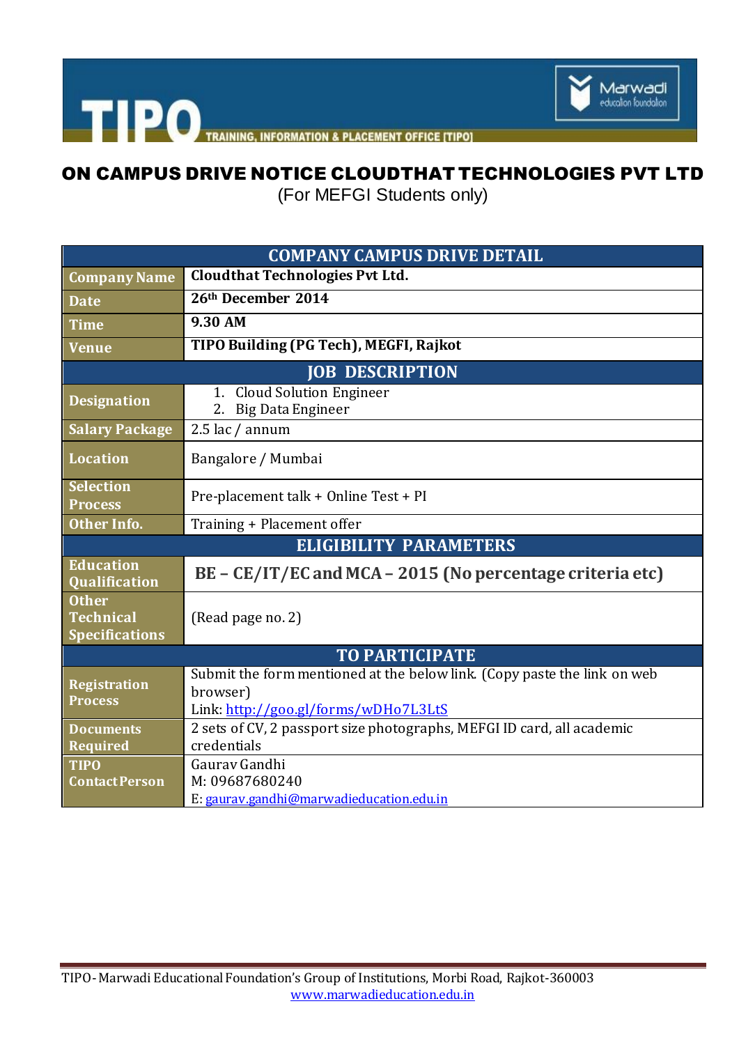TIPO TRAINING, INFORMATION & PLACEMENT OFFICE [TIPO]

Marwadi education foundation

# ON CAMPUS DRIVE NOTICE CLOUDTHAT TECHNOLOGIES PVT LTD

(For MEFGI Students only)

| COMPANY CAMPUS DRIVE DETAIL | |
|---|---|
| **Company Name** | **Cloudthat Technologies Pvt Ltd.** |
| **Date** | **26th December 2014** |
| **Time** | **9.30 AM** |
| **Venue** | **TIPO Building (PG Tech), MEGFI, Rajkot** |
| **JOB DESCRIPTION** | |
| **Designation** | 1. Cloud Solution Engineer<br>2. Big Data Engineer |
| **Salary Package** | 2.5 lac / annum |
| **Location** | Bangalore / Mumbai |
| **Selection Process** | Pre-placement talk + Online Test + PI |
| **Other Info.** | Training + Placement offer |
| **ELIGIBILITY PARAMETERS** | |
| **Education Qualification** | **BE – CE/IT/EC and MCA – 2015 (No percentage criteria etc)** |
| **Other Technical Specifications** | (Read page no. 2) |
| **TO PARTICIPATE** | |
| **Registration Process** | Submit the form mentioned at the below link. (Copy paste the link on web browser)<br>Link: http://goo.gl/forms/wDHo7L3LtS |
| **Documents Required** | 2 sets of CV, 2 passport size photographs, MEFGI ID card, all academic credentials |
| **TIPO Contact Person** | Gaurav Gandhi<br>M: 09687680240<br>E: gaurav.gandhi@marwadieducation.edu.in |

TIPO- Marwadi Educational Foundation's Group of Institutions, Morbi Road, Rajkot-360003
www.marwadieducation.edu.in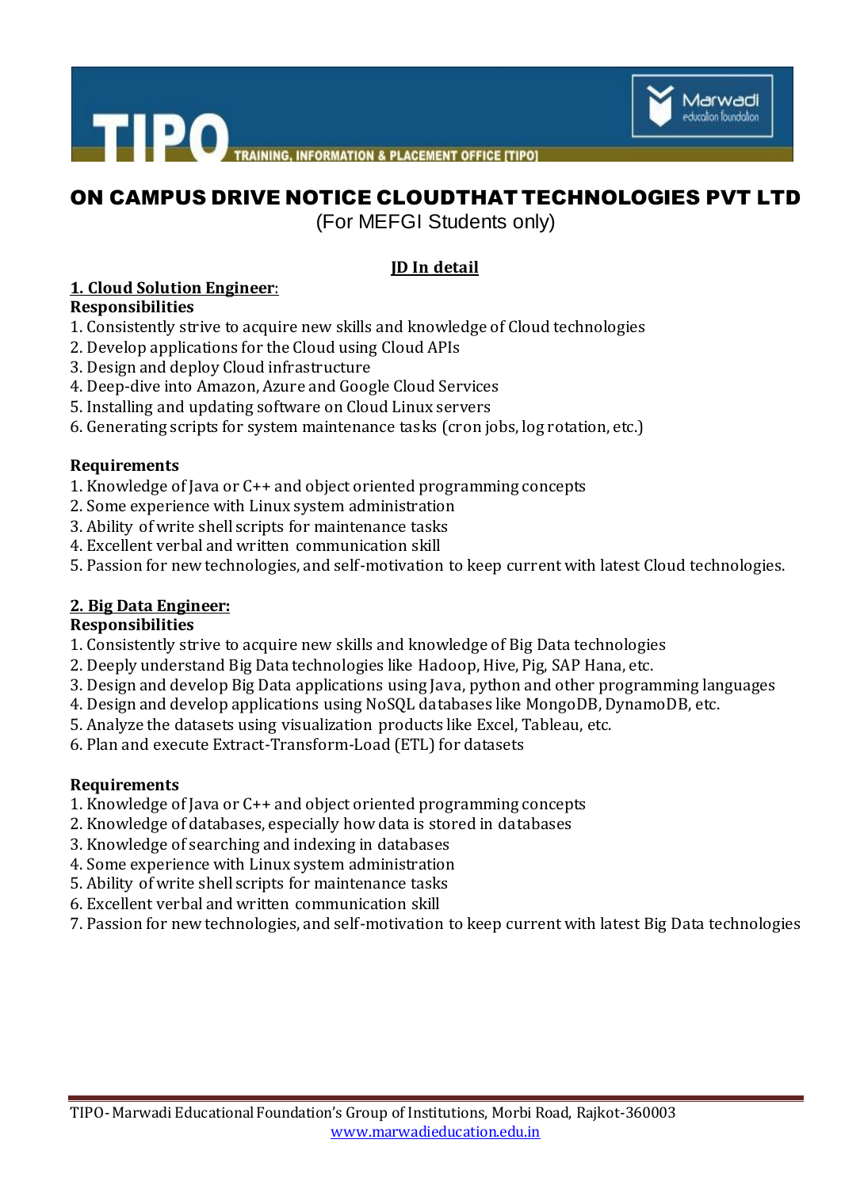# ON CAMPUS DRIVE NOTICE CLOUDTHAT TECHNOLOGIES PVT LTD

(For MEFGI Students only)

## JD In detail

### 1. Cloud Solution Engineer:

**Responsibilities**

1. Consistently strive to acquire new skills and knowledge of Cloud technologies
2. Develop applications for the Cloud using Cloud APIs
3. Design and deploy Cloud infrastructure
4. Deep-dive into Amazon, Azure and Google Cloud Services
5. Installing and updating software on Cloud Linux servers
6. Generating scripts for system maintenance tasks (cron jobs, log rotation, etc.)

**Requirements**

1. Knowledge of Java or C++ and object oriented programming concepts
2. Some experience with Linux system administration
3. Ability of write shell scripts for maintenance tasks
4. Excellent verbal and written communication skill
5. Passion for new technologies, and self-motivation to keep current with latest Cloud technologies.

### 2. Big Data Engineer:

**Responsibilities**

1. Consistently strive to acquire new skills and knowledge of Big Data technologies
2. Deeply understand Big Data technologies like Hadoop, Hive, Pig, SAP Hana, etc.
3. Design and develop Big Data applications using Java, python and other programming languages
4. Design and develop applications using NoSQL databases like MongoDB, DynamoDB, etc.
5. Analyze the datasets using visualization products like Excel, Tableau, etc.
6. Plan and execute Extract-Transform-Load (ETL) for datasets

**Requirements**

1. Knowledge of Java or C++ and object oriented programming concepts
2. Knowledge of databases, especially how data is stored in databases
3. Knowledge of searching and indexing in databases
4. Some experience with Linux system administration
5. Ability of write shell scripts for maintenance tasks
6. Excellent verbal and written communication skill
7. Passion for new technologies, and self-motivation to keep current with latest Big Data technologies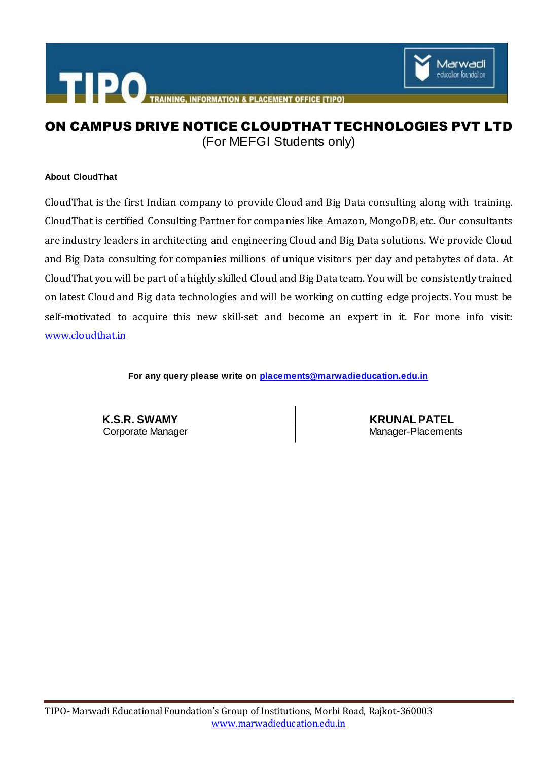# ON CAMPUS DRIVE NOTICE CLOUDTHAT TECHNOLOGIES PVT LTD

(For MEFGI Students only)

**About CloudThat**

CloudThat is the first Indian company to provide Cloud and Big Data consulting along with training. CloudThat is certified Consulting Partner for companies like Amazon, MongoDB, etc. Our consultants are industry leaders in architecting and engineering Cloud and Big Data solutions. We provide Cloud and Big Data consulting for companies millions of unique visitors per day and petabytes of data. At CloudThat you will be part of a highly skilled Cloud and Big Data team. You will be consistently trained on latest Cloud and Big data technologies and will be working on cutting edge projects. You must be self-motivated to acquire this new skill-set and become an expert in it. For more info visit: www.cloudthat.in

**For any query please write on placements@marwadieducation.edu.in**

**K.S.R. SWAMY**
Corporate Manager

**KRUNAL PATEL**
Manager-Placements